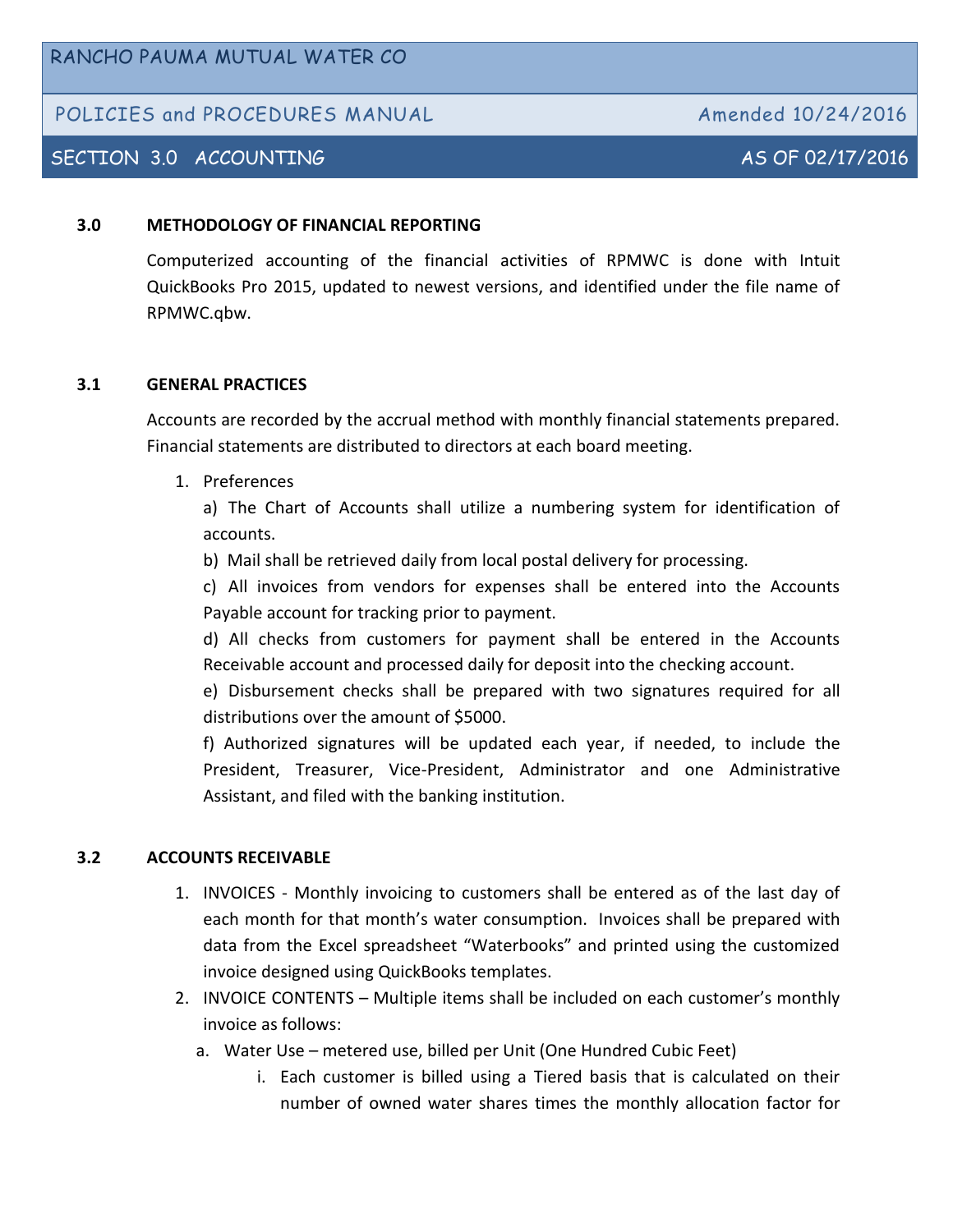RANCHO PAUMA MUTUAL WATER CO

POLICIES and PROCEDURES MANUAL — Amended 10/24/2016

SECTION 3.0 ACCOUNTING — AS OF 02/17/2016

## 3.0 METHODOLOGY OF FINANCIAL REPORTING

Computerized accounting of the financial activities of RPMWC is done with Intuit QuickBooks Pro 2015, updated to newest versions, and identified under the file name of RPMWC.qbw.

## 3.1 GENERAL PRACTICES

Accounts are recorded by the accrual method with monthly financial statements prepared. Financial statements are distributed to directors at each board meeting.

1. Preferences

   a) The Chart of Accounts shall utilize a numbering system for identification of accounts.

   b) Mail shall be retrieved daily from local postal delivery for processing.

   c) All invoices from vendors for expenses shall be entered into the Accounts Payable account for tracking prior to payment.

   d) All checks from customers for payment shall be entered in the Accounts Receivable account and processed daily for deposit into the checking account.

   e) Disbursement checks shall be prepared with two signatures required for all distributions over the amount of $5000.

   f) Authorized signatures will be updated each year, if needed, to include the President, Treasurer, Vice-President, Administrator and one Administrative Assistant, and filed with the banking institution.

## 3.2 ACCOUNTS RECEIVABLE

1. INVOICES - Monthly invoicing to customers shall be entered as of the last day of each month for that month's water consumption. Invoices shall be prepared with data from the Excel spreadsheet "Waterbooks" and printed using the customized invoice designed using QuickBooks templates.
2. INVOICE CONTENTS – Multiple items shall be included on each customer's monthly invoice as follows:
   a. Water Use – metered use, billed per Unit (One Hundred Cubic Feet)
      i. Each customer is billed using a Tiered basis that is calculated on their number of owned water shares times the monthly allocation factor for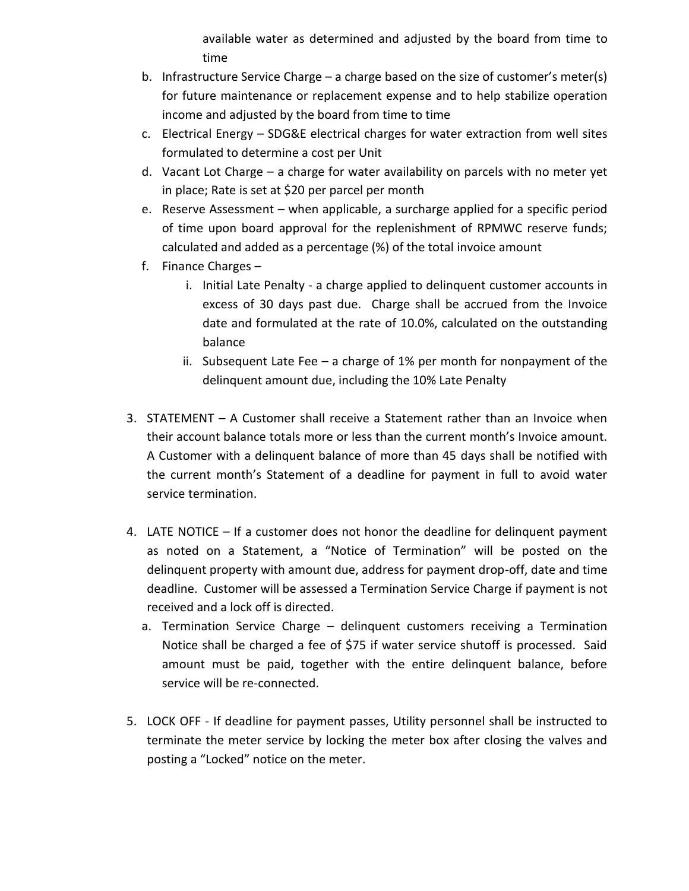available water as determined and adjusted by the board from time to time

b. Infrastructure Service Charge – a charge based on the size of customer's meter(s) for future maintenance or replacement expense and to help stabilize operation income and adjusted by the board from time to time
c. Electrical Energy – SDG&E electrical charges for water extraction from well sites formulated to determine a cost per Unit
d. Vacant Lot Charge – a charge for water availability on parcels with no meter yet in place; Rate is set at $20 per parcel per month
e. Reserve Assessment – when applicable, a surcharge applied for a specific period of time upon board approval for the replenishment of RPMWC reserve funds; calculated and added as a percentage (%) of the total invoice amount
f. Finance Charges –
   i. Initial Late Penalty - a charge applied to delinquent customer accounts in excess of 30 days past due. Charge shall be accrued from the Invoice date and formulated at the rate of 10.0%, calculated on the outstanding balance
   ii. Subsequent Late Fee – a charge of 1% per month for nonpayment of the delinquent amount due, including the 10% Late Penalty

3. STATEMENT – A Customer shall receive a Statement rather than an Invoice when their account balance totals more or less than the current month's Invoice amount. A Customer with a delinquent balance of more than 45 days shall be notified with the current month's Statement of a deadline for payment in full to avoid water service termination.

4. LATE NOTICE – If a customer does not honor the deadline for delinquent payment as noted on a Statement, a "Notice of Termination" will be posted on the delinquent property with amount due, address for payment drop-off, date and time deadline. Customer will be assessed a Termination Service Charge if payment is not received and a lock off is directed.
   a. Termination Service Charge – delinquent customers receiving a Termination Notice shall be charged a fee of $75 if water service shutoff is processed. Said amount must be paid, together with the entire delinquent balance, before service will be re-connected.

5. LOCK OFF - If deadline for payment passes, Utility personnel shall be instructed to terminate the meter service by locking the meter box after closing the valves and posting a "Locked" notice on the meter.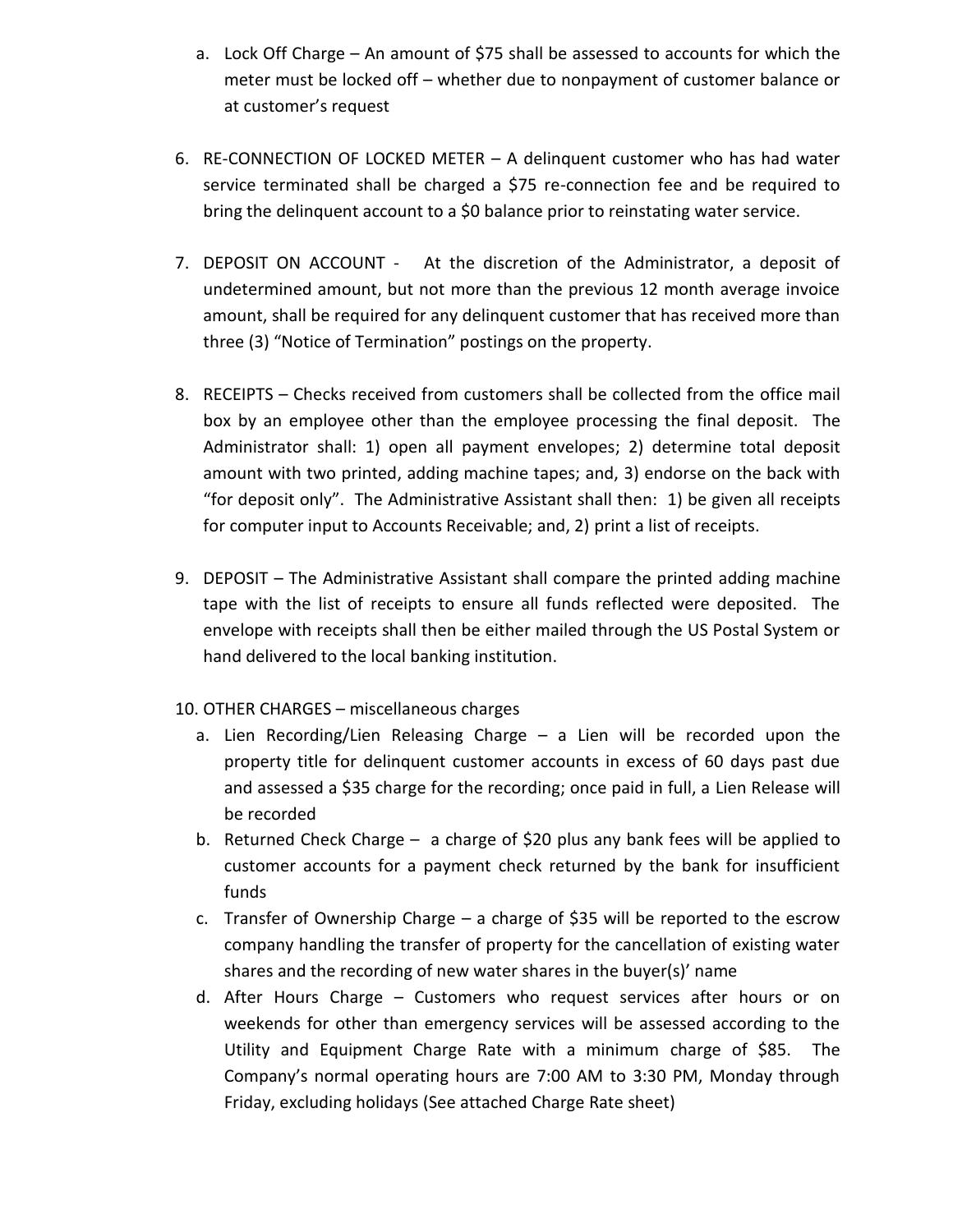a. Lock Off Charge – An amount of $75 shall be assessed to accounts for which the meter must be locked off – whether due to nonpayment of customer balance or at customer's request

6. RE-CONNECTION OF LOCKED METER – A delinquent customer who has had water service terminated shall be charged a $75 re-connection fee and be required to bring the delinquent account to a $0 balance prior to reinstating water service.

7. DEPOSIT ON ACCOUNT - At the discretion of the Administrator, a deposit of undetermined amount, but not more than the previous 12 month average invoice amount, shall be required for any delinquent customer that has received more than three (3) "Notice of Termination" postings on the property.

8. RECEIPTS – Checks received from customers shall be collected from the office mail box by an employee other than the employee processing the final deposit. The Administrator shall: 1) open all payment envelopes; 2) determine total deposit amount with two printed, adding machine tapes; and, 3) endorse on the back with "for deposit only". The Administrative Assistant shall then: 1) be given all receipts for computer input to Accounts Receivable; and, 2) print a list of receipts.

9. DEPOSIT – The Administrative Assistant shall compare the printed adding machine tape with the list of receipts to ensure all funds reflected were deposited. The envelope with receipts shall then be either mailed through the US Postal System or hand delivered to the local banking institution.

10. OTHER CHARGES – miscellaneous charges
    a. Lien Recording/Lien Releasing Charge – a Lien will be recorded upon the property title for delinquent customer accounts in excess of 60 days past due and assessed a $35 charge for the recording; once paid in full, a Lien Release will be recorded
    b. Returned Check Charge – a charge of $20 plus any bank fees will be applied to customer accounts for a payment check returned by the bank for insufficient funds
    c. Transfer of Ownership Charge – a charge of $35 will be reported to the escrow company handling the transfer of property for the cancellation of existing water shares and the recording of new water shares in the buyer(s)' name
    d. After Hours Charge – Customers who request services after hours or on weekends for other than emergency services will be assessed according to the Utility and Equipment Charge Rate with a minimum charge of $85. The Company's normal operating hours are 7:00 AM to 3:30 PM, Monday through Friday, excluding holidays (See attached Charge Rate sheet)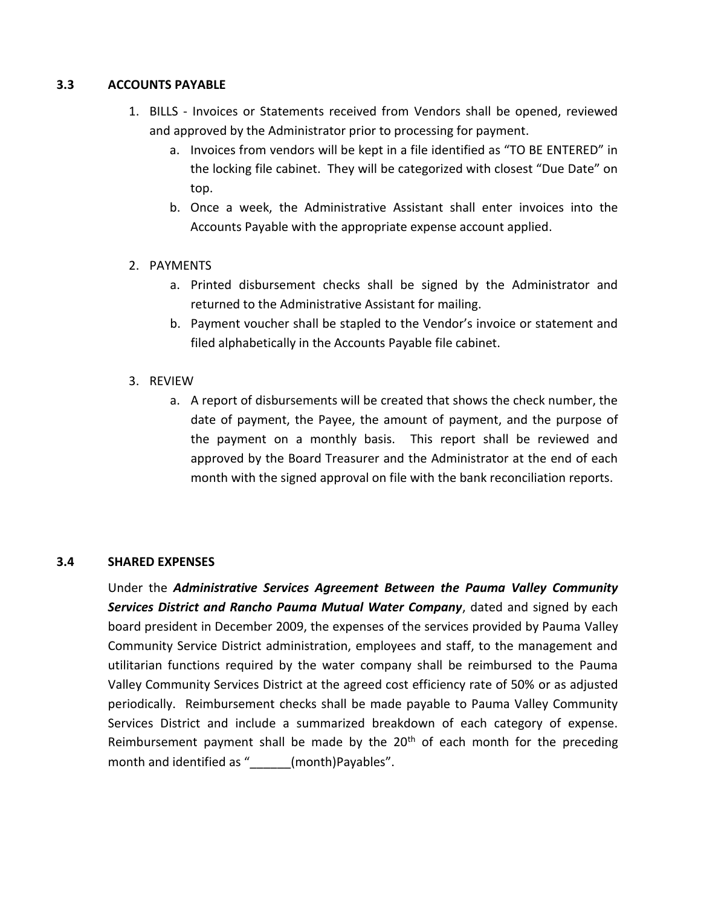### 3.3 ACCOUNTS PAYABLE

1. BILLS - Invoices or Statements received from Vendors shall be opened, reviewed and approved by the Administrator prior to processing for payment.
   a. Invoices from vendors will be kept in a file identified as "TO BE ENTERED" in the locking file cabinet. They will be categorized with closest "Due Date" on top.
   b. Once a week, the Administrative Assistant shall enter invoices into the Accounts Payable with the appropriate expense account applied.

2. PAYMENTS
   a. Printed disbursement checks shall be signed by the Administrator and returned to the Administrative Assistant for mailing.
   b. Payment voucher shall be stapled to the Vendor's invoice or statement and filed alphabetically in the Accounts Payable file cabinet.

3. REVIEW
   a. A report of disbursements will be created that shows the check number, the date of payment, the Payee, the amount of payment, and the purpose of the payment on a monthly basis. This report shall be reviewed and approved by the Board Treasurer and the Administrator at the end of each month with the signed approval on file with the bank reconciliation reports.

### 3.4 SHARED EXPENSES

Under the ***Administrative Services Agreement Between the Pauma Valley Community Services District and Rancho Pauma Mutual Water Company***, dated and signed by each board president in December 2009, the expenses of the services provided by Pauma Valley Community Service District administration, employees and staff, to the management and utilitarian functions required by the water company shall be reimbursed to the Pauma Valley Community Services District at the agreed cost efficiency rate of 50% or as adjusted periodically. Reimbursement checks shall be made payable to Pauma Valley Community Services District and include a summarized breakdown of each category of expense. Reimbursement payment shall be made by the 20th of each month for the preceding month and identified as "______(month)Payables".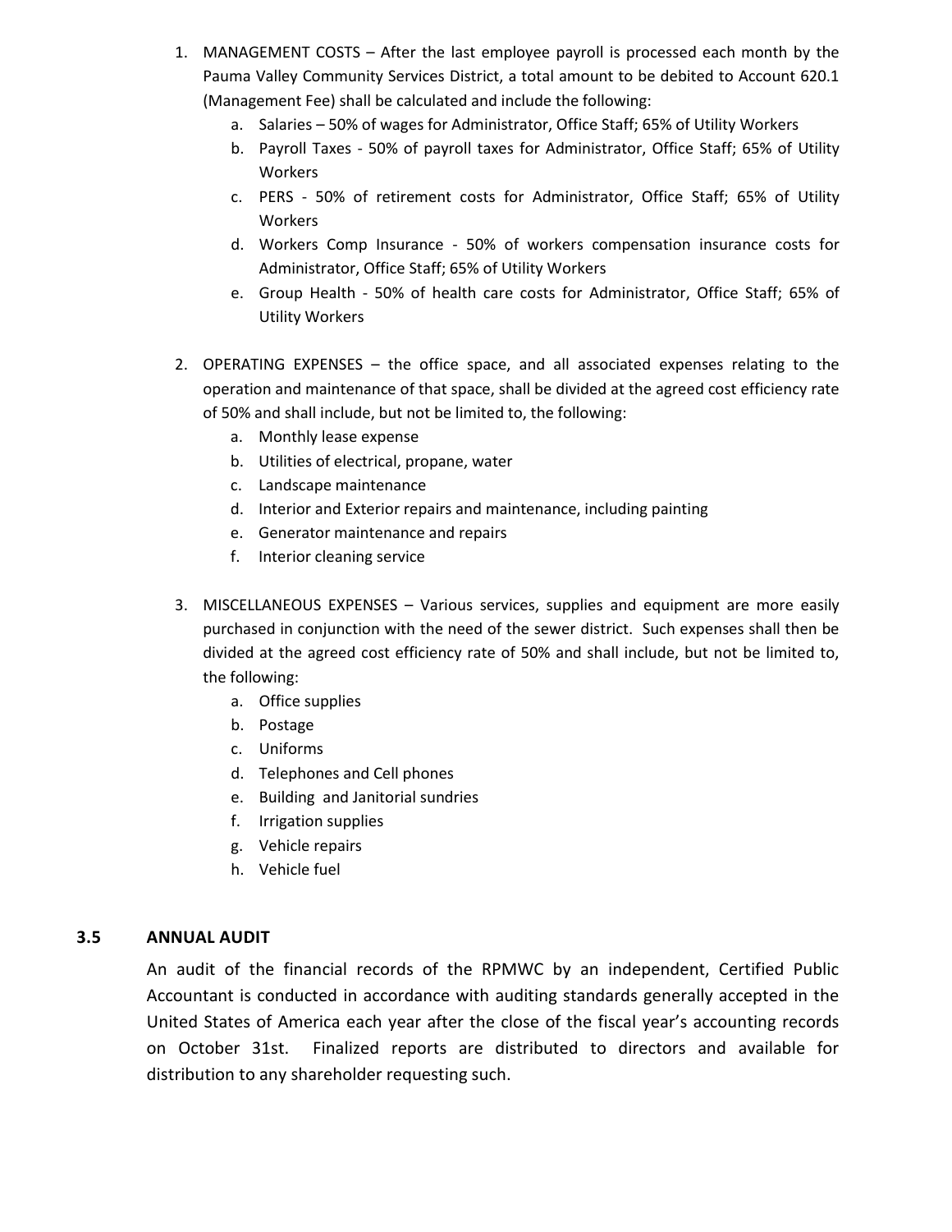1. MANAGEMENT COSTS – After the last employee payroll is processed each month by the Pauma Valley Community Services District, a total amount to be debited to Account 620.1 (Management Fee) shall be calculated and include the following:
   a. Salaries – 50% of wages for Administrator, Office Staff; 65% of Utility Workers
   b. Payroll Taxes - 50% of payroll taxes for Administrator, Office Staff; 65% of Utility Workers
   c. PERS - 50% of retirement costs for Administrator, Office Staff; 65% of Utility Workers
   d. Workers Comp Insurance - 50% of workers compensation insurance costs for Administrator, Office Staff; 65% of Utility Workers
   e. Group Health - 50% of health care costs for Administrator, Office Staff; 65% of Utility Workers

2. OPERATING EXPENSES – the office space, and all associated expenses relating to the operation and maintenance of that space, shall be divided at the agreed cost efficiency rate of 50% and shall include, but not be limited to, the following:
   a. Monthly lease expense
   b. Utilities of electrical, propane, water
   c. Landscape maintenance
   d. Interior and Exterior repairs and maintenance, including painting
   e. Generator maintenance and repairs
   f. Interior cleaning service

3. MISCELLANEOUS EXPENSES – Various services, supplies and equipment are more easily purchased in conjunction with the need of the sewer district. Such expenses shall then be divided at the agreed cost efficiency rate of 50% and shall include, but not be limited to, the following:
   a. Office supplies
   b. Postage
   c. Uniforms
   d. Telephones and Cell phones
   e. Building and Janitorial sundries
   f. Irrigation supplies
   g. Vehicle repairs
   h. Vehicle fuel

### 3.5 ANNUAL AUDIT

An audit of the financial records of the RPMWC by an independent, Certified Public Accountant is conducted in accordance with auditing standards generally accepted in the United States of America each year after the close of the fiscal year's accounting records on October 31st. Finalized reports are distributed to directors and available for distribution to any shareholder requesting such.